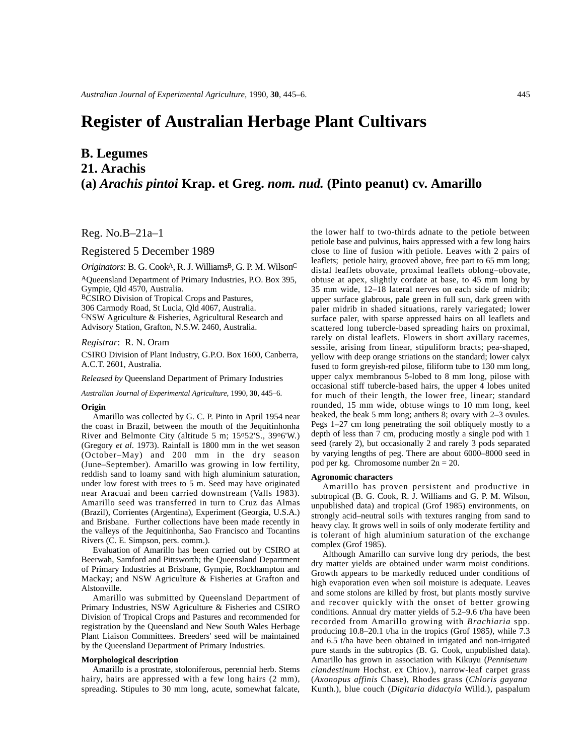# Register of Australian Herbage Plant Cultivars

## B. Legumes

## 21. Arachis

## (a) *Arachis pintoi* Krap. et Greg. *nom. nud.* (Pinto peanut) cv. Amarillo

Reg. No.B–21a–1

Registered 5 December 1989

*Originators*: B. G. Cook[A], R. J. Williams[B], G. P. M. Wilson[C]

[A]Queensland Department of Primary Industries, P.O. Box 395, Gympie, Qld 4570, Australia.
[B]CSIRO Division of Tropical Crops and Pastures, 306 Carmody Road, St Lucia, Qld 4067, Australia.
[C]NSW Agriculture & Fisheries, Agricultural Research and Advisory Station, Grafton, N.S.W. 2460, Australia.

*Registrar*: R. N. Oram

CSIRO Division of Plant Industry, G.P.O. Box 1600, Canberra, A.C.T. 2601, Australia.

*Released by* Queensland Department of Primary Industries

*Australian Journal of Experimental Agriculture*, 1990, **30**, 445–6.

### Origin

Amarillo was collected by G. C. P. Pinto in April 1954 near the coast in Brazil, between the mouth of the Jequitinhonha River and Belmonte City (altitude 5 m; 15°52'S., 39°6'W.) (Gregory *et al*. 1973). Rainfall is 1800 mm in the wet season (October–May) and 200 mm in the dry season (June–September). Amarillo was growing in low fertility, reddish sand to loamy sand with high aluminium saturation, under low forest with trees to 5 m. Seed may have originated near Aracuai and been carried downstream (Valls 1983). Amarillo seed was transferred in turn to Cruz das Almas (Brazil), Corrientes (Argentina), Experiment (Georgia, U.S.A.) and Brisbane. Further collections have been made recently in the valleys of the Jequitinhonha, Sao Francisco and Tocantins Rivers (C. E. Simpson, pers. comm.).

Evaluation of Amarillo has been carried out by CSIRO at Beerwah, Samford and Pittsworth; the Queensland Department of Primary Industries at Brisbane, Gympie, Rockhampton and Mackay; and NSW Agriculture & Fisheries at Grafton and Alstonville.

Amarillo was submitted by Queensland Department of Primary Industries, NSW Agriculture & Fisheries and CSIRO Division of Tropical Crops and Pastures and recommended for registration by the Queensland and New South Wales Herbage Plant Liaison Committees. Breeders' seed will be maintained by the Queensland Department of Primary Industries.

### Morphological description

Amarillo is a prostrate, stoloniferous, perennial herb. Stems hairy, hairs are appressed with a few long hairs (2 mm), spreading. Stipules to 30 mm long, acute, somewhat falcate, the lower half to two-thirds adnate to the petiole between petiole base and pulvinus, hairs appressed with a few long hairs close to line of fusion with petiole. Leaves with 2 pairs of leaflets; petiole hairy, grooved above, free part to 65 mm long; distal leaflets obovate, proximal leaflets oblong–obovate, obtuse at apex, slightly cordate at base, to 45 mm long by 35 mm wide, 12–18 lateral nerves on each side of midrib; upper surface glabrous, pale green in full sun, dark green with paler midrib in shaded situations, rarely variegated; lower surface paler, with sparse appressed hairs on all leaflets and scattered long tubercle-based spreading hairs on proximal, rarely on distal leaflets. Flowers in short axillary racemes, sessile, arising from linear, stipuliform bracts; pea-shaped, yellow with deep orange striations on the standard; lower calyx fused to form greyish-red pilose, filiform tube to 130 mm long, upper calyx membranous 5-lobed to 8 mm long, pilose with occasional stiff tubercle-based hairs, the upper 4 lobes united for much of their length, the lower free, linear; standard rounded, 15 mm wide, obtuse wings to 10 mm long, keel beaked, the beak 5 mm long; anthers 8; ovary with 2–3 ovules. Pegs 1–27 cm long penetrating the soil obliquely mostly to a depth of less than 7 cm, producing mostly a single pod with 1 seed (rarely 2), but occasionally 2 and rarely 3 pods separated by varying lengths of peg. There are about 6000–8000 seed in pod per kg. Chromosome number 2n = 20.

### Agronomic characters

Amarillo has proven persistent and productive in subtropical (B. G. Cook, R. J. Williams and G. P. M. Wilson, unpublished data) and tropical (Grof 1985) environments, on strongly acid–neutral soils with textures ranging from sand to heavy clay. It grows well in soils of only moderate fertility and is tolerant of high aluminium saturation of the exchange complex (Grof 1985).

Although Amarillo can survive long dry periods, the best dry matter yields are obtained under warm moist conditions. Growth appears to be markedly reduced under conditions of high evaporation even when soil moisture is adequate. Leaves and some stolons are killed by frost, but plants mostly survive and recover quickly with the onset of better growing conditions. Annual dry matter yields of 5.2–9.6 t/ha have been recorded from Amarillo growing with *Brachiaria* spp. producing 10.8–20.1 t/ha in the tropics (Grof 1985), while 7.3 and 6.5 t/ha have been obtained in irrigated and non-irrigated pure stands in the subtropics (B. G. Cook, unpublished data). Amarillo has grown in association with Kikuyu (*Pennisetum clandestinum* Hochst. ex Chiov.), narrow-leaf carpet grass (*Axonopus affinis* Chase), Rhodes grass (*Chloris gayana* Kunth.), blue couch (*Digitaria didactyla* Willd.), paspalum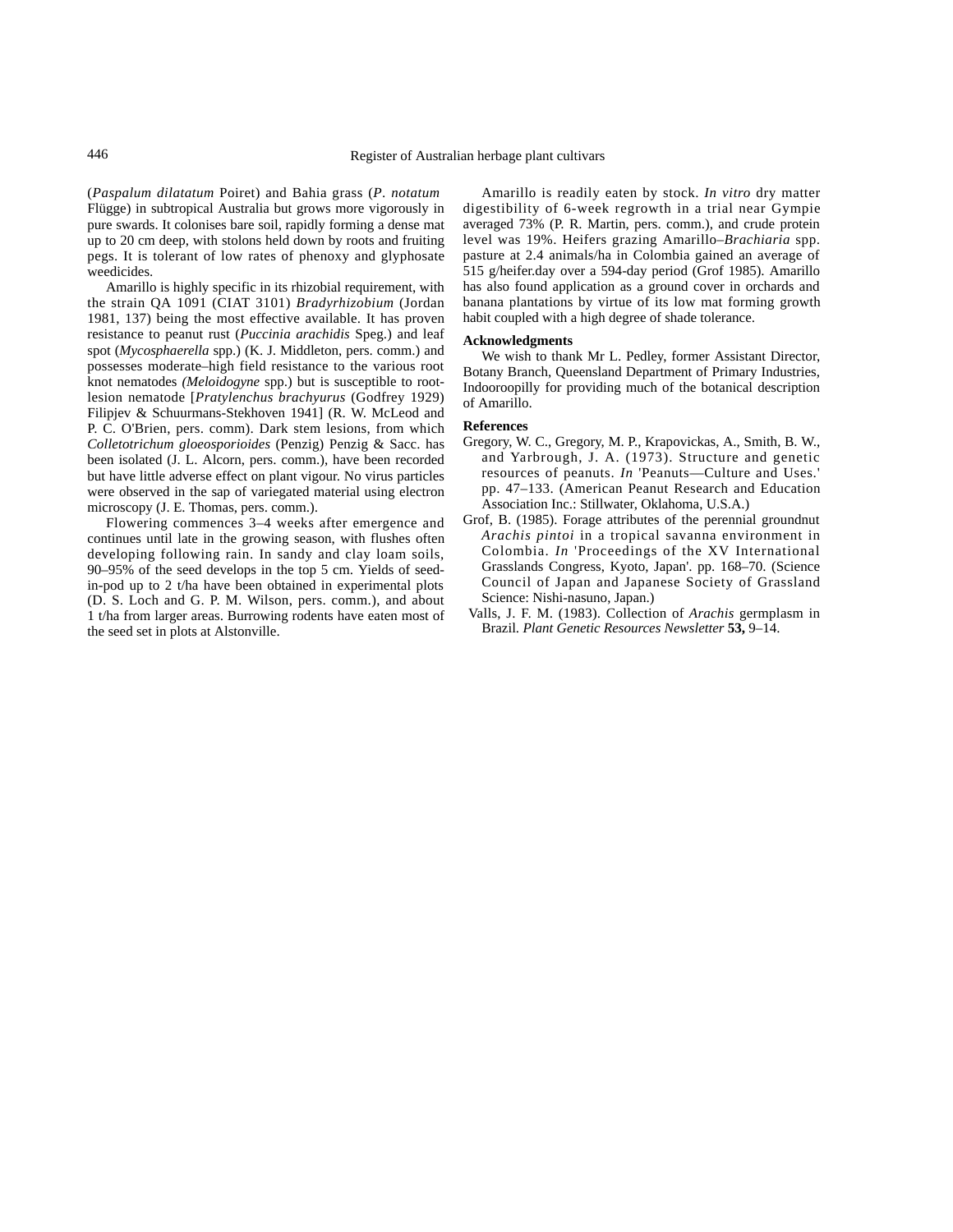(*Paspalum dilatatum* Poiret) and Bahia grass (*P. notatum* Flügge) in subtropical Australia but grows more vigorously in pure swards. It colonises bare soil, rapidly forming a dense mat up to 20 cm deep, with stolons held down by roots and fruiting pegs. It is tolerant of low rates of phenoxy and glyphosate weedicides.

Amarillo is highly specific in its rhizobial requirement, with the strain QA 1091 (CIAT 3101) *Bradyrhizobium* (Jordan 1981, 137) being the most effective available. It has proven resistance to peanut rust (*Puccinia arachidis* Speg.) and leaf spot (*Mycosphaerella* spp.) (K. J. Middleton, pers. comm.) and possesses moderate–high field resistance to the various root knot nematodes *(Meloidogyne* spp.) but is susceptible to root-lesion nematode [*Pratylenchus brachyurus* (Godfrey 1929) Filipjev & Schuurmans-Stekhoven 1941] (R. W. McLeod and P. C. O'Brien, pers. comm). Dark stem lesions, from which *Colletotrichum gloeosporioides* (Penzig) Penzig & Sacc. has been isolated (J. L. Alcorn, pers. comm.), have been recorded but have little adverse effect on plant vigour. No virus particles were observed in the sap of variegated material using electron microscopy (J. E. Thomas, pers. comm.).

Flowering commences 3–4 weeks after emergence and continues until late in the growing season, with flushes often developing following rain. In sandy and clay loam soils, 90–95% of the seed develops in the top 5 cm. Yields of seed-in-pod up to 2 t/ha have been obtained in experimental plots (D. S. Loch and G. P. M. Wilson, pers. comm.), and about 1 t/ha from larger areas. Burrowing rodents have eaten most of the seed set in plots at Alstonville.

Amarillo is readily eaten by stock. *In vitro* dry matter digestibility of 6-week regrowth in a trial near Gympie averaged 73% (P. R. Martin, pers. comm.), and crude protein level was 19%. Heifers grazing Amarillo–*Brachiaria* spp. pasture at 2.4 animals/ha in Colombia gained an average of 515 g/heifer.day over a 594-day period (Grof 1985). Amarillo has also found application as a ground cover in orchards and banana plantations by virtue of its low mat forming growth habit coupled with a high degree of shade tolerance.

**Acknowledgments**

We wish to thank Mr L. Pedley, former Assistant Director, Botany Branch, Queensland Department of Primary Industries, Indooroopilly for providing much of the botanical description of Amarillo.

**References**

Gregory, W. C., Gregory, M. P., Krapovickas, A., Smith, B. W., and Yarbrough, J. A. (1973). Structure and genetic resources of peanuts. *In* 'Peanuts—Culture and Uses.' pp. 47–133. (American Peanut Research and Education Association Inc.: Stillwater, Oklahoma, U.S.A.)

Grof, B. (1985). Forage attributes of the perennial groundnut *Arachis pintoi* in a tropical savanna environment in Colombia. *In* 'Proceedings of the XV International Grasslands Congress, Kyoto, Japan'. pp. 168–70. (Science Council of Japan and Japanese Society of Grassland Science: Nishi-nasuno, Japan.)

Valls, J. F. M. (1983). Collection of *Arachis* germplasm in Brazil. *Plant Genetic Resources Newsletter* **53,** 9–14.